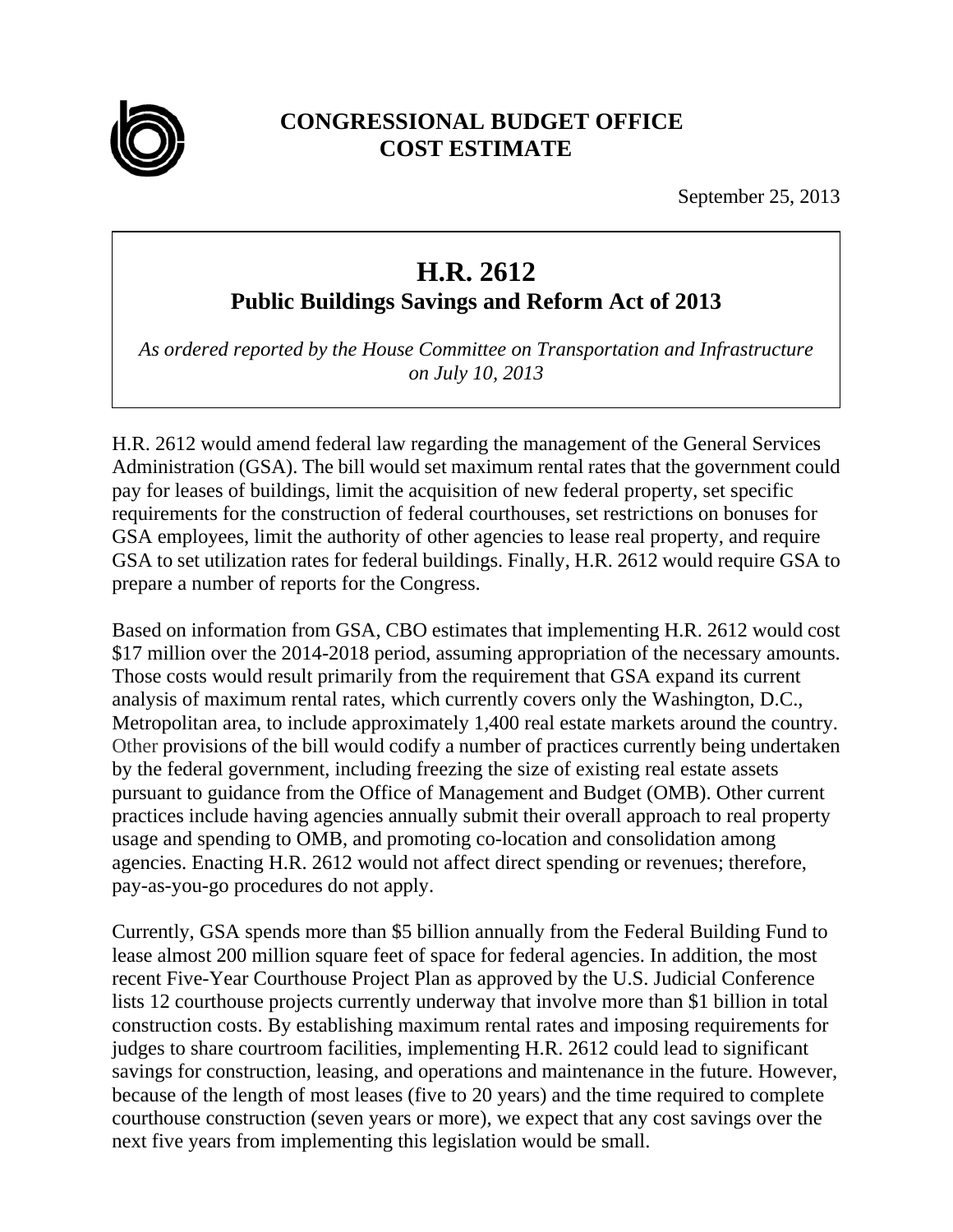# CONGRESSIONAL BUDGET OFFICE COST ESTIMATE

September 25, 2013

## H.R. 2612
### Public Buildings Savings and Reform Act of 2013

*As ordered reported by the House Committee on Transportation and Infrastructure on July 10, 2013*

H.R. 2612 would amend federal law regarding the management of the General Services Administration (GSA). The bill would set maximum rental rates that the government could pay for leases of buildings, limit the acquisition of new federal property, set specific requirements for the construction of federal courthouses, set restrictions on bonuses for GSA employees, limit the authority of other agencies to lease real property, and require GSA to set utilization rates for federal buildings. Finally, H.R. 2612 would require GSA to prepare a number of reports for the Congress.

Based on information from GSA, CBO estimates that implementing H.R. 2612 would cost $17 million over the 2014-2018 period, assuming appropriation of the necessary amounts. Those costs would result primarily from the requirement that GSA expand its current analysis of maximum rental rates, which currently covers only the Washington, D.C., Metropolitan area, to include approximately 1,400 real estate markets around the country. Other provisions of the bill would codify a number of practices currently being undertaken by the federal government, including freezing the size of existing real estate assets pursuant to guidance from the Office of Management and Budget (OMB). Other current practices include having agencies annually submit their overall approach to real property usage and spending to OMB, and promoting co-location and consolidation among agencies. Enacting H.R. 2612 would not affect direct spending or revenues; therefore, pay-as-you-go procedures do not apply.

Currently, GSA spends more than $5 billion annually from the Federal Building Fund to lease almost 200 million square feet of space for federal agencies. In addition, the most recent Five-Year Courthouse Project Plan as approved by the U.S. Judicial Conference lists 12 courthouse projects currently underway that involve more than $1 billion in total construction costs. By establishing maximum rental rates and imposing requirements for judges to share courtroom facilities, implementing H.R. 2612 could lead to significant savings for construction, leasing, and operations and maintenance in the future. However, because of the length of most leases (five to 20 years) and the time required to complete courthouse construction (seven years or more), we expect that any cost savings over the next five years from implementing this legislation would be small.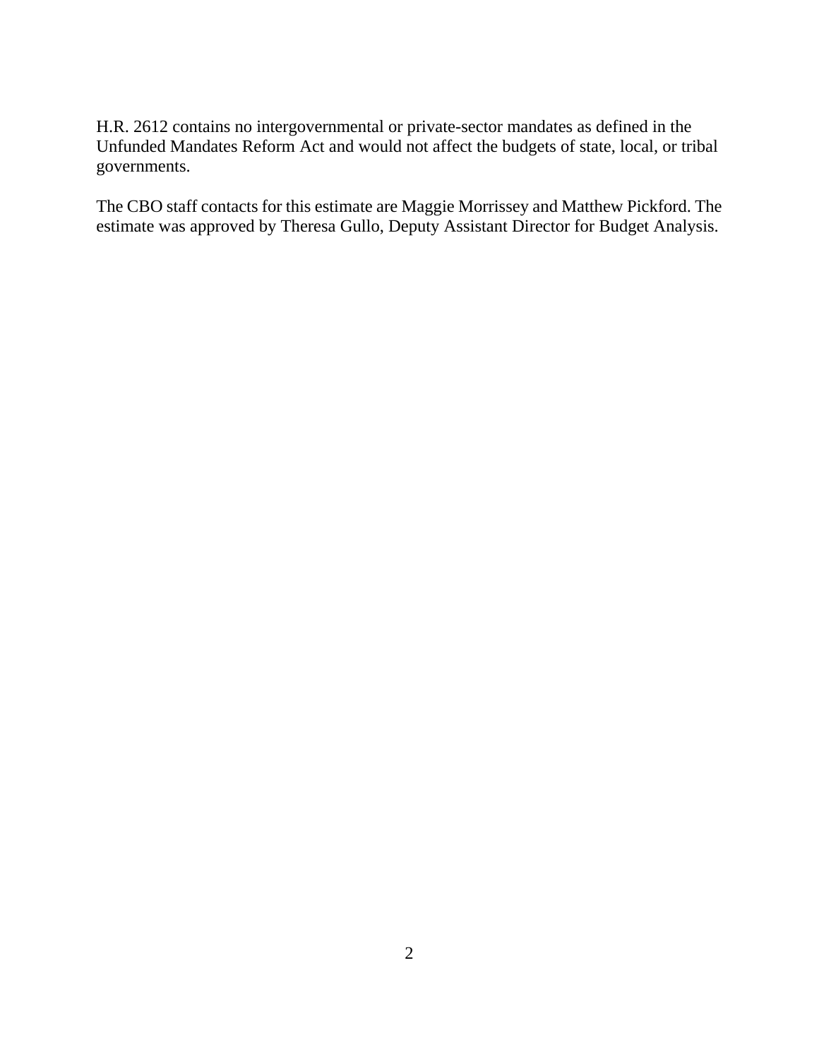H.R. 2612 contains no intergovernmental or private-sector mandates as defined in the Unfunded Mandates Reform Act and would not affect the budgets of state, local, or tribal governments.

The CBO staff contacts for this estimate are Maggie Morrissey and Matthew Pickford. The estimate was approved by Theresa Gullo, Deputy Assistant Director for Budget Analysis.